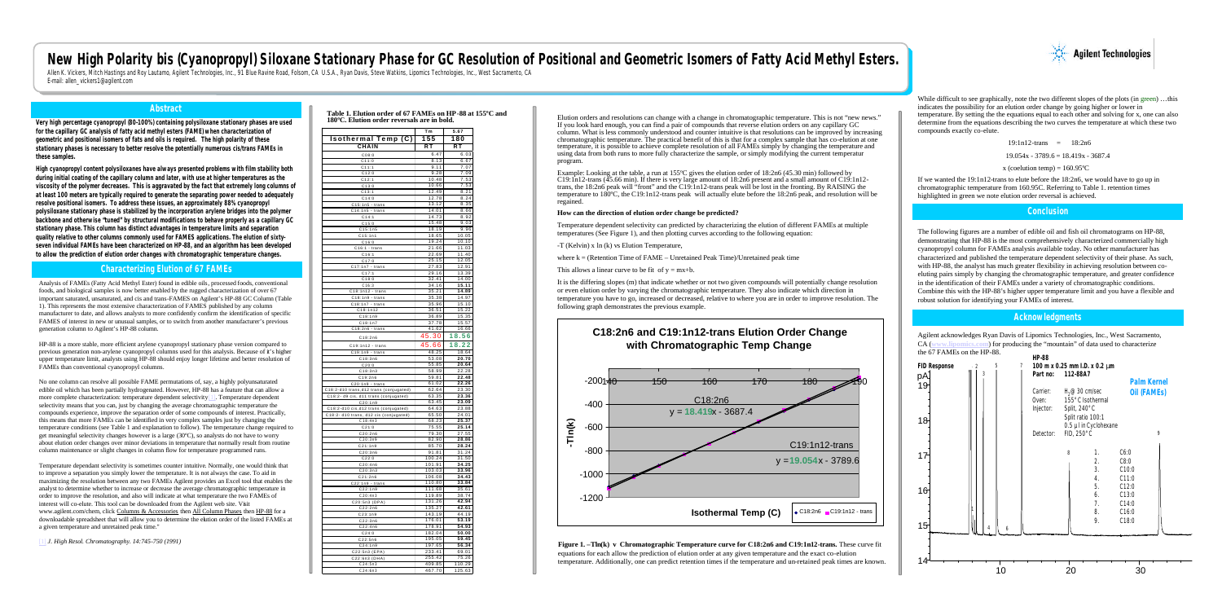# New High Polarity bis (Cyanopropyl) Siloxane Stationary Phase for GC Resolution of Positional and Geometric Isomers of Fatty Acid Methyl Esters.

Allen K. Vickers, Mitch Hastings and Roy Lautamo, Agilent Technologies, Inc., 91 Blue Ravine Road, Folsom, CA U.S.A., Ryan Davis, Steve Watkins, Lipomics Technologies, Inc., West Sacramento, CA
E-mail: allen_vickers1@agilent.com

## Abstract

**Very high percentage cyanopropyl (80-100%) containing polysiloxane stationary phases are used for the capillary GC analysis of fatty acid methyl esters (FAME) when characterization of geometric and positional isomers of fats and oils is required. The high polarity of these stationary phases is necessary to better resolve the potentially numerous cis/trans FAMEs in these samples.**

**High cyanopropyl content polysiloxanes have always presented problems with film stability both during initial coating of the capillary column and later, with use at higher temperatures as the viscosity of the polymer decreases. This is aggravated by the fact that extremely long columns of at least 100 meters are typically required to generate the separating power needed to adequately resolve positional isomers. To address these issues, an approximately 88% cyanopropyl polysiloxane stationary phase is stabilized by the incorporation arylene bridges into the polymer backbone and otherwise "tuned" by structural modifications to behave properly as a capillary GC stationary phase. This column has distinct advantages in temperature limits and separation quality relative to other columns commonly used for FAMES applications. The elution of sixty-seven individual FAMEs have been characterized on HP-88, and an algorithm has been developed to allow the prediction of elution order changes with chromatographic temperature changes.**

## Characterizing Elution of 67 FAMEs

Analysis of FAMEs (Fatty Acid Methyl Ester) found in edible oils, processed foods, conventional foods, and biological samples is now better enabled by the rugged characterization of over 67 important saturated, unsaturated, and cis and trans-FAMES on Agilent's HP-88 GC Column (Table 1). This represents the most extensive characterization of FAMES published by any column manufacturer to date, and allows analysts to more confidently confirm the identification of specific FAMES of interest in new or unusual samples, or to switch from another manufacturer's previous generation column to Agilent's HP-88 column.

HP-88 is a more stable, more efficient arylene cyanopropyl stationary phase version compared to previous generation non-arylene cyanopropyl columns used for this analysis. Because of it's higher upper temperature limit, analysts using HP-88 should enjoy longer lifetime and better resolution of FAMEs than conventional cyanopropyl columns.

No one column can resolve all possible FAME permutations of, say, a highly polyunsaturated edible oil which has been partially hydrogenated. However, HP-88 has a feature that can allow a more complete characterization: temperature dependent selectivity [1]. Temperature dependent selectivity means that you can, just by changing the average chromatographic temperature the compounds experience, improve the separation order of some compounds of interest. Practically, this means that more FAMEs can be identified in very complex samples just by changing the temperature conditions (see Table 1 and explanation to follow). The temperature change required to get meaningful selectivity changes however is a large (30°C), so analysts do not have to worry about elution order changes over minor deviations in temperature that normally result from routine column maintenance or slight changes in column flow for temperature programmed runs.

Temperature dependant selectivity is sometimes counter intuitive. Normally, one would think that to improve a separation you simply lower the temperature. It is not always the case. To aid in maximizing the resolution between any two FAMEs Agilent provides an Excel tool that enables the analyst to determine whether to increase or decrease the average chromatographic temperature in order to improve the resolution, and also will indicate at what temperature the two FAMEs of interest will co-elute. This tool can be downloaded from the Agilent web site. Visit www.agilent.com/chem, click Columns & Accessories then All Column Phases then HP-88 for a downloadable spreadsheet that will allow you to determine the elution order of the listed FAMEs at a given temperature and unretained peak time."

[1] *J. High Resol. Chromatography. 14:745-750 (1991)*

**Table 1. Elution order of 67 FAMEs on HP-88 at 155°C and 180°C. Elution order reversals are in bold.**

| | Tm | 5.67 |
|---|---|---|
| **Isothermal Temp (C)** | **155** | **180** |
| **CHAIN** | **RT** | **RT** |
| C6:0 | 6.47 | 6.03 |
| C11:0 | 8.13 | 6.87 |
| C11:1 | 9.11 | 7.07 |
| C12:0 | 9.28 | 7.09 |
| C12:1 | 10.48 | 7.53 |
| C13:0 | 10.66 | 7.53 |
| C13:1 | 12.40 | 8.24 |
| C14:0 | 12.78 | 8.24 |
| C15:1n5 - trans | 13.12 | 8.39 |
| C14:1n5 - trans | 14.01 | 8.60 |
| C14:1 | 14.73 | 8.92 |
| C15:0 | 15.48 | 9.53 |
| C15:1n5 | 18.19 | 9.96 |
| C15:1n5 | 18.65 | 10.05 |
| C16:0 | 19.24 | 10.15 |
| C16:1 - trans | 21.66 | 11.03 |
| C16:1 | 22.69 | 11.40 |
| C17:0 | 25.15 | 12.05 |
| C17:1n7 - trans | 27.83 | 12.91 |
| C17:1 | 29.16 | 13.38 |
| C18:0 | 32.41 | 14.00 |
| C16:3 | 34.16 | **15.11** |
| C18:1n12 - trans | 35.21 | **14.89** |
| C18:1n9 - trans | 35.38 | 14.97 |
| C18:1n7 - trans | 35.96 | 15.10 |
| C18:1n12 | 36.51 | 15.22 |
| C18:1n9 | 36.89 | 15.35 |
| C18:1n7 | 37.78 | 15.57 |
| C18:2n6 - trans | 41.62 | 16.66 |
| C18:2n6 | **45.30** | **18.56** |
| C19:1n12 - trans | **45.66** | **18.22** |
| C19:1n9 - trans | 48.25 | 18.64 |
| C18:3n6 | 53.08 | **20.70** |
| C20:0 | 55.85 | **20.64** |
| C18:3n3 | 58.93 | 22.28 |
| C19:3n6 | 59.81 | **22.48** |
| C20:1n9 - trans | 61.02 | **22.26** |
| C18:2-d10 trans,d12 trans (conjugated) | 62.64 | 23.30 |
| C18:2- d9 cis, d11 trans (conjugated) | 63.35 | **23.36** |
| C20:1n9 | 63.45 | **23.09** |
| C18:2-d10 cis,d12 trans (conjugated) | 64.63 | 23.88 |
| C18:2- d10 trans, d12 cis (conjugated) | 65.50 | 24.01 |
| C18:4n3 | 68.23 | **25.37** |
| C21:0 | 75.55 | **25.14** |
| C20:2n6 | 79.30 | 27.55 |
| C20:3n9 | 82.90 | **28.66** |
| C21:1n9 | 85.70 | **28.24** |
| C20:3n6 | 91.81 | 31.24 |
| C22:0 | 100.24 | 31.50 |
| C20:4n6 | 101.91 | **34.25** |
| C20:3n3 | 103.03 | **33.96** |
| C21:2n6 | 106.08 | **34.43** |
| C22:1n9 - trans | 110.80 | **33.84** |
| C22:1n9 | 111.68 | 35.60 |
| C20:4n3 | 119.89 | 38.74 |
| C20:5n3 (EPA) | 131.26 | **42.94** |
| C22:2n6 | 135.27 | **42.61** |
| C23:1n9 | 143.19 | 44.19 |
| C22:3n6 | 176.01 | **53.19** |
| C22:4n6 | 178.91 | **54.93** |
| C24:0 | 182.04 | **50.00** |
| C22:5n6 | 195.05 | **59.45** |
| C24:1n9 | 197.65 | **56.36** |
| C22:5n3 (EPA) | 233.41 | 69.01 |
| C22:6n3 (DHA) | 255.42 | 75.26 |
| C26:5n3 | 409.85 | 110.29 |
| C24:6n3 | 467.70 | 125.63 |

Elution orders and resolutions can change with a change in chromatographic temperature. This is not "new news." If you look hard enough, you can find a pair of compounds that reverse elution orders on any capillary GC column. What is less commonly understood and counter intuitive is that resolutions can be improved by increasing chromatographic temperature. The practical benefit of this is that for a complex sample that has co-elution at one temperature, it is possible to achieve complete resolution of all FAMEs simply by changing the temperature and using data from both runs to more fully characterize the sample, or simply modifying the current temperature program.

Example: Looking at the table, a run at 155°C gives the elution order of 18:2n6 (45.30 min) followed by C19:1n12-trans (45.66 min). If there is very large amount of 18:2n6 present and a small amount of C19:1n12-trans, the 18:2n6 peak will "front" and the C19:1n12-trans peak will be lost in the fronting. By RAISING the temperature to 180°C, the C19:1n12-trans peak will actually elute before the 18:2n6 peak, and resolution will be regained.

**How can the direction of elution order change be predicted?**

Temperature dependent selectivity can predicted by characterizing the elution of different FAMEs at multiple temperatures (See Figure 1), and then plotting curves according to the following equation:

-T (Kelvin) x ln (k) vs Elution Temperature,

where k = (Retention Time of FAME – Unretained Peak Time)/Unretained peak time

This allows a linear curve to be fit of $y = mx+b$.

It is the differing slopes (m) that indicate whether or not two given compounds will potentially change resolution or even elution order by varying the chromatographic temperature. They also indicate which direction in temperature you have to go, increased or decreased, relative to where you are in order to improve resolution. The following graph demonstrates the previous example.

**Figure 1. –Tln(k) v Chromatographic Temperature curve for C18:2n6 and C19:1n12-trans.** These curve fit equations for each allow the prediction of elution order at any given temperature and the exact co-elution temperature. Additionally, one can predict retention times if the temperature and un-retained peak times are known.

While difficult to see graphically, note the two different slopes of the plots (in green) …this indicates the possibility for an elution order change by going higher or lower in temperature. By setting the the equations equal to each other and solving for x, one can also determine from the equations describing the two curves the temperature at which these two compounds exactly co-elute.

$$19{:}1n12\text{-trans} = 18{:}2n6$$

$$19.054x - 3789.6 = 18.419x - 3687.4$$

$$x \text{ (coelution temp)} = 160.95°C$$

If we wanted the 19:1n12-trans to elute before the 18:2n6, we would have to go up in chromatographic temperature from 160.95C. Referring to Table 1. retention times highlighted in green we note elution order reversal is achieved.

## Conclusion

The following figures are a number of edible oil and fish oil chromatograms on HP-88, demonstrating that HP-88 is the most comprehensively characterized commercially high cyanopropyl column for FAMEs analysis available today. No other manufacturer has characterized and published the temperature dependent selectivity of their phase. As such, with HP-88, the analyst has much greater flexibility in achieving resolution between co-eluting pairs simply by changing the chromatographic temperature, and greater confidence in the identification of their FAMEs under a variety of chromatographic conditions. Combine this with the HP-88's higher upper temperature limit and you have a flexible and robust solution for identifying your FAMEs of interest.

## Acknowledgments

Agilent acknowledges Ryan Davis of Lipomics Technologies, Inc., West Sacramento, CA (www.lipomics.com) for producing the "mountain" of data used to characterize the 67 FAMEs on the HP-88.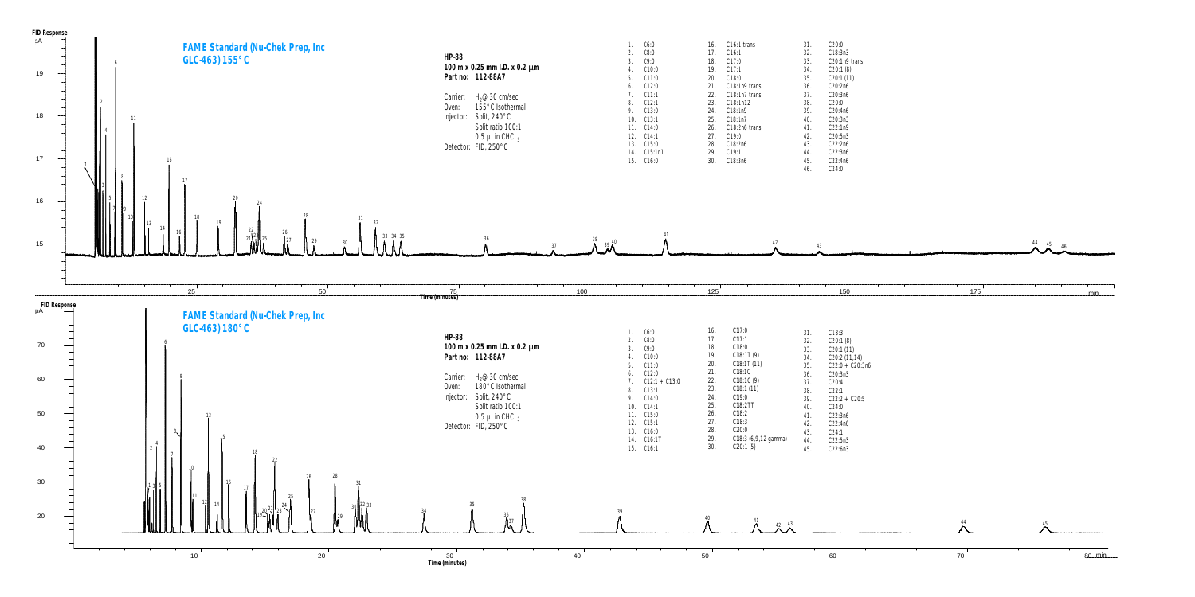## FAME Standard (Nu-Chek Prep, Inc GLC-463) 155°C

**HP-88**
**100 m x 0.25 mm I.D. x 0.2 µm**
**Part no: 112-88A7**

Carrier: $H_2$ @ 30 cm/sec
Oven: 155°C Isothermal
Injector: Split, 240°C
Split ratio 100:1
0.5 µl in $CHCL_3$
Detector: FID, 250°C

1. C6:0
2. C8:0
3. C9:0
4. C10:0
5. C11:0
6. C12:0
7. C11:1
8. C12:1
9. C13:0
10. C13:1
11. C14:0
12. C14:1
13. C15:0
14. C15:1n1
15. C16:0
16. C16:1 trans
17. C16:1
18. C17:0
19. C17:1
20. C18:0
21. C18:1n9 trans
22. C18:1n7 trans
23. C18:1n12
24. C18:1n9
25. C18:1n7
26. C18:2n6 trans
27. C19:0
28. C18:2n6
29. C19:1
30. C18:3n6
31. C20:0
32. C18:3n3
33. C20:1n9 trans
34. C20:1 (8)
35. C20:1 (11)
36. C20:2n6
37. C20:3n6
38. C20:0
39. C20:4n6
40. C20:3n3
41. C22:1n9
42. C20:5n3
43. C22:2n6
44. C22:3n6
45. C22:4n6
46. C24:0

## FAME Standard (Nu-Chek Prep, Inc GLC-463) 180°C

**HP-88**
**100 m x 0.25 mm I.D. x 0.2 µm**
**Part no: 112-88A7**

Carrier: $H_2$ @ 30 cm/sec
Oven: 180°C Isothermal
Injector: Split, 240°C
Split ratio 100:1
0.5 µl in $CHCL_3$
Detector: FID, 250°C

1. C6:0
2. C8:0
3. C9:0
4. C10:0
5. C11:0
6. C12:0
7. C12:1 + C13:0
8. C13:1
9. C14:0
10. C14:1
11. C15:0
12. C15:1
13. C16:0
14. C16:1T
15. C16:1
16. C17:0
17. C17:1
18. C18:0
19. C18:1T (9)
20. C18:1T (11)
21. C18:1C
22. C18:1C (9)
23. C18:1 (11)
24. C19:0
25. C18:2TT
26. C18:2
27. C18:3
28. C20:0
29. C18:3 (6,9,12 gamma)
30. C20:1 (5)
31. C18:3
32. C20:1 (8)
33. C20:1 (11)
34. C20:2 (11,14)
35. C22:0 + C20:3n6
36. C20:3n3
37. C20:4
38. C22:1
39. C22:2 + C20:5
40. C24:0
41. C22:3n6
42. C22:4n6
43. C24:1
44. C22:5n3
45. C22:6n3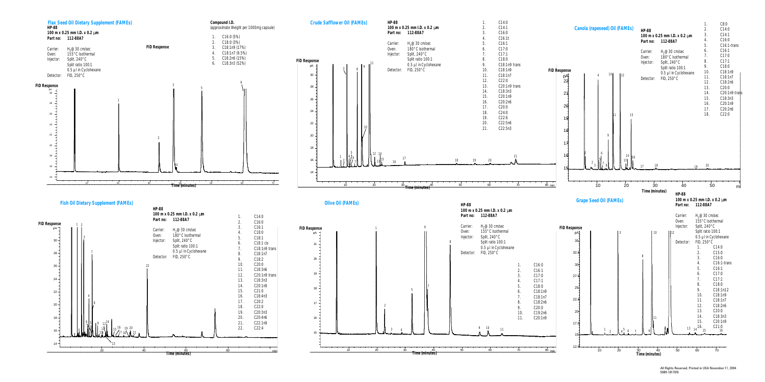## Flax Seed Oil Dietary Supplement (FAMEs)

HP-88
100 m x 0.25 mm I.D. x 0.2 µm
Part no: 112-88A7

Carrier: $H_2$ @ 30 cm/sec
Oven: 155°C Isothermal
Injector: Split, 240°C
Split ratio 100:1
0.5 µl in Cyclohexane
Detector: FID, 250°C

Compound I.D.
(approximate Weight per 1000mg capsule)

1. C16:0 (5%)
2. C18:0 (3%)
3. C18:1n9 (17%)
4. C18:1n7 (9.5%)
5. C18:2n6 (15%)
6. C18:3n3 (52%)

FID Response
pA
Time (minutes)

## Crude Safflower Oil (FAMEs)

HP-88
100 m x 0.25 mm I.D. x 0.2 µm
Part no: 112-88A7

Carrier: $H_2$ @ 30 cm/sec
Oven: 180°C Isothermal
Injector: Split, 240°C
Split ratio 100:1
0.5 µl in Cyclohexane
Detector: FID, 250°C

1. C14:0
2. C14:1
3. C16:0
4. C16:1t
5. C16:1
6. C17:0
7. C17:1
8. C18:0
9. C18:1n9 trans
10. C18:1n9
11. C18:1n7
12. C22:0
13. C20:1n9 trans
14. C18:3n3
15. C20:1n9
16. C20:2n6
17. C20:0
18. C24:0
19. C22:6
20. C22:5n6
21. C22:5n3

FID Response
pA
Time (minutes)

## Canola (rapeseed) Oil (FAMEs)

HP-88
100 m x 0.25 mm I.D. x 0.2 µm
Part no: 112-88A7

Carrier: $H_2$ @ 30 cm/sec
Oven: 180°C Isothermal
Injector: Split, 240°C
Split ratio 100:1
0.5 µl in Cyclohexane
Detector: FID, 250°C

1. C8:0
2. C14:0
3. C14:1
4. C16:0
5. C16:1-trans
6. C16:1
7. C17:0
8. C17:1
9. C18:0
10. C18:1n9
11. C18:1n7
12. C18:2n6
13. C20:0
14. C20:1n9-trans
15. C18:3n3
16. C20:1n9
17. C20:2n6
18. C22:0

FID Response
pA
Time (minutes)

## Fish Oil Dietary Supplement (FAMEs)

HP-88
100 m x 0.25 mm I.D. x 0.2 µm
Part no: 112-88A7

Carrier: $H_2$ @ 30 cm/sec
Oven: 180°C Isothermal
Injector: Split, 240°C
Split ratio 100:1
0.5 µl in Cyclohexane
Detector: FID, 250°C

1. C14:0
2. C16:0
3. C16:1
4. C18:0
5. C18:1
6. C18:1 cis
7. C18:1n9 trans
8. C18:1n7
9. C18:2
10. C20:0
11. C18:3n6
12. C20:1n9 trans
13. C18:3n3
14. C20:1n9
15. C21:0
16. C18:4n3
17. C20:2
18. C22:0
19. C20:3n3
20. C20:4n6
21. C22:1n9
22. C22:4

FID Response
pA
Time (minutes)

## Olive Oil (FAMEs)

HP-88
100 m x 0.25 mm I.D. x 0.2 µm
Part no: 112-88A7

Carrier: $H_2$ @ 30 cm/sec
Oven: 155°C Isothermal
Injector: Split, 240°C
Split ratio 100:1
0.5 µl in Cyclohexane
Detector: FID, 250°C

1. C16:0
2. C16:1
3. C17:0
4. C17:1
5. C18:0
6. C18:1n9
7. C18:1n7
8. C18:2n6
9. C20:0
10. C19:2n6
11. C20:1n9

FID Response
pA
Time (minutes)

## Grape Seed Oil (FAMEs)

HP-88
100 m x 0.25 mm I.D. x 0.2 µm
Part no: 112-88A7

Carrier: $H_2$ @ 30 cm/sec
Oven: 155°C Isothermal
Injector: Split, 240°C
Split ratio 100:1
0.5 µl in Cyclohexane
Detector: FID, 250°C

1. C14:0
2. C15:0
3. C16:0
4. C16:1-trans
5. C16:1
6. C17:0
7. C17:1
8. C18:0
9. C18:1n12
10. C18:1n9
11. C18:1n7
12. C18:2n6
13. C20:0
14. C18:3n3
15. C20:1n9
16. C21:0

FID Response
pA
Time (minutes)

All Rights Reserved, Printed in USA November 11, 2004
5989-1817EN